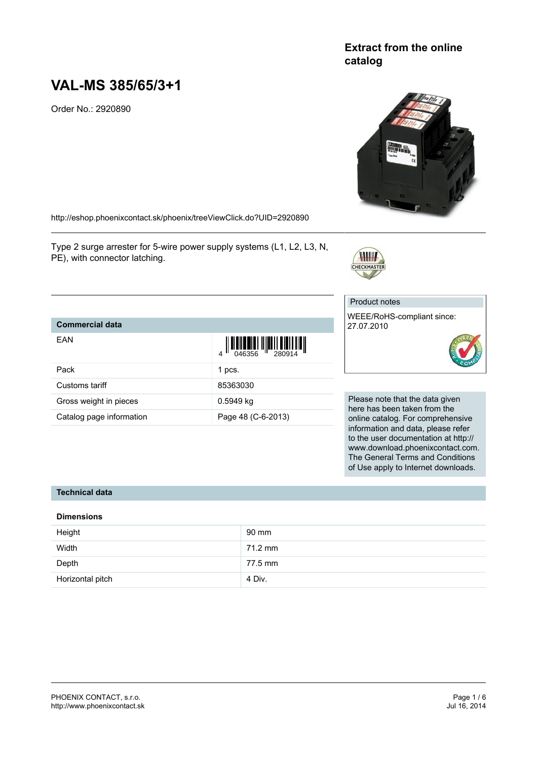**Extract from the online catalog**

# VAL-MS 385/65/3+1

Order No.: 2920890

http://eshop.phoenixcontact.sk/phoenix/treeViewClick.do?UID=2920890

Type 2 surge arrester for 5-wire power supply systems (L1, L2, L3, N, PE), with connector latching.

| Product notes |
| --- |
| WEEE/RoHS-compliant since: 27.07.2010 |

| Commercial data | |
| --- | --- |
| EAN | 4 046356 280914 |
| Pack | 1 pcs. |
| Customs tariff | 85363030 |
| Gross weight in pieces | 0.5949 kg |
| Catalog page information | Page 48 (C-6-2013) |

Please note that the data given here has been taken from the online catalog. For comprehensive information and data, please refer to the user documentation at http://www.download.phoenixcontact.com. The General Terms and Conditions of Use apply to Internet downloads.

## Technical data

### Dimensions

| | |
| --- | --- |
| Height | 90 mm |
| Width | 71.2 mm |
| Depth | 77.5 mm |
| Horizontal pitch | 4 Div. |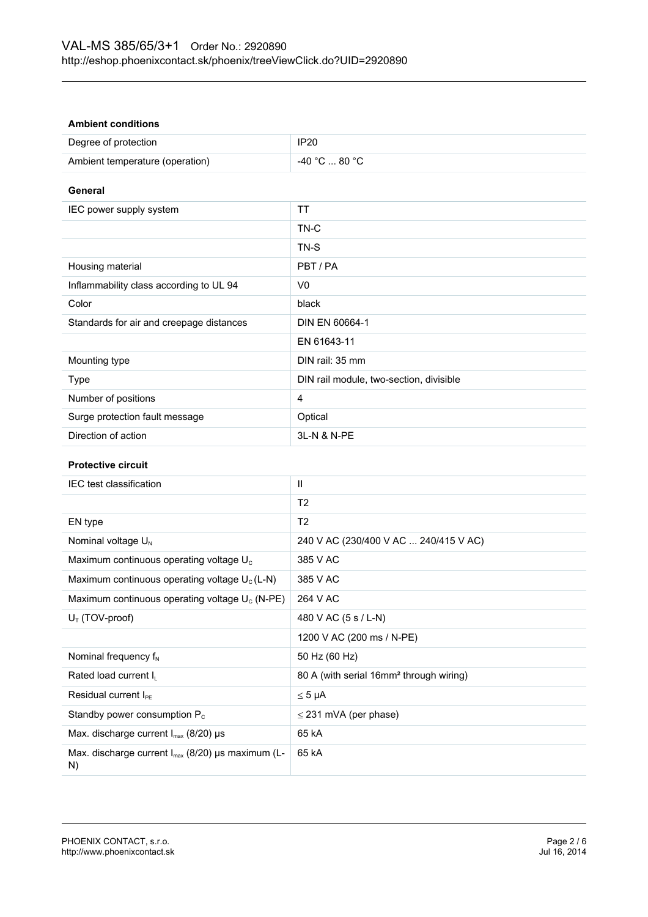### Ambient conditions

| | |
|---|---|
| Degree of protection | IP20 |
| Ambient temperature (operation) | -40 °C ... 80 °C |

### General

| | |
|---|---|
| IEC power supply system | TT |
| | TN-C |
| | TN-S |
| Housing material | PBT / PA |
| Inflammability class according to UL 94 | V0 |
| Color | black |
| Standards for air and creepage distances | DIN EN 60664-1 |
| | EN 61643-11 |
| Mounting type | DIN rail: 35 mm |
| Type | DIN rail module, two-section, divisible |
| Number of positions | 4 |
| Surge protection fault message | Optical |
| Direction of action | 3L-N & N-PE |

### Protective circuit

| | |
|---|---|
| IEC test classification | II |
| | T2 |
| EN type | T2 |
| Nominal voltage $U_N$ | 240 V AC (230/400 V AC ... 240/415 V AC) |
| Maximum continuous operating voltage $U_C$ | 385 V AC |
| Maximum continuous operating voltage $U_C$ (L-N) | 385 V AC |
| Maximum continuous operating voltage $U_C$ (N-PE) | 264 V AC |
| $U_T$ (TOV-proof) | 480 V AC (5 s / L-N) |
| | 1200 V AC (200 ms / N-PE) |
| Nominal frequency $f_N$ | 50 Hz (60 Hz) |
| Rated load current $I_L$ | 80 A (with serial 16mm² through wiring) |
| Residual current $I_{PE}$ | ≤ 5 µA |
| Standby power consumption $P_C$ | ≤ 231 mVA (per phase) |
| Max. discharge current $I_{max}$ (8/20) µs | 65 kA |
| Max. discharge current $I_{max}$ (8/20) µs maximum (L-N) | 65 kA |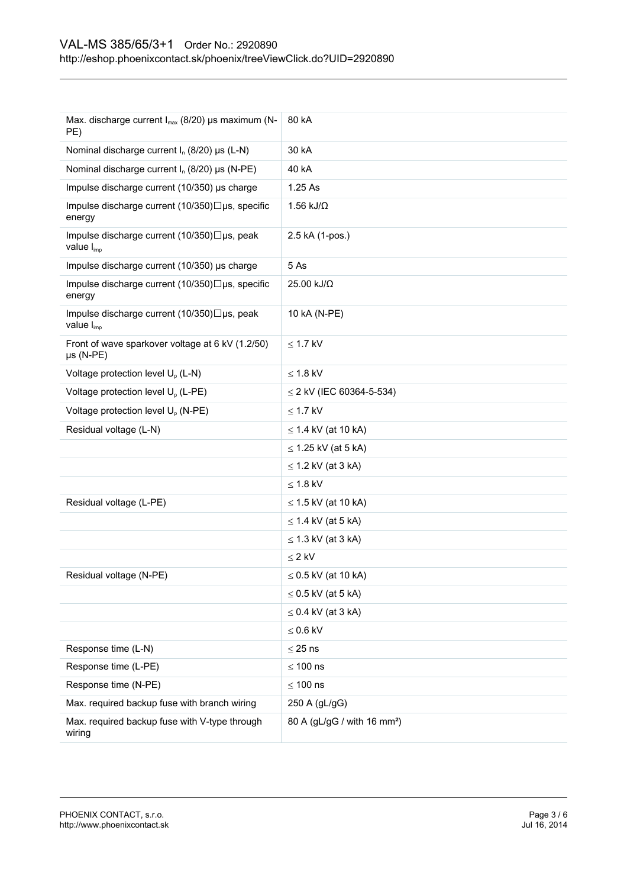| | |
|---|---|
| Max. discharge current $I_{max}$ (8/20) µs maximum (N-PE) | 80 kA |
| Nominal discharge current $I_n$ (8/20) µs (L-N) | 30 kA |
| Nominal discharge current $I_n$ (8/20) µs (N-PE) | 40 kA |
| Impulse discharge current (10/350) µs charge | 1.25 As |
| Impulse discharge current (10/350)□µs, specific energy | 1.56 kJ/Ω |
| Impulse discharge current (10/350)□µs, peak value $I_{imp}$ | 2.5 kA (1-pos.) |
| Impulse discharge current (10/350) µs charge | 5 As |
| Impulse discharge current (10/350)□µs, specific energy | 25.00 kJ/Ω |
| Impulse discharge current (10/350)□µs, peak value $I_{imp}$ | 10 kA (N-PE) |
| Front of wave sparkover voltage at 6 kV (1.2/50) µs (N-PE) | ≤ 1.7 kV |
| Voltage protection level $U_p$ (L-N) | ≤ 1.8 kV |
| Voltage protection level $U_p$ (L-PE) | ≤ 2 kV (IEC 60364-5-534) |
| Voltage protection level $U_p$ (N-PE) | ≤ 1.7 kV |
| Residual voltage (L-N) | ≤ 1.4 kV (at 10 kA) |
| | ≤ 1.25 kV (at 5 kA) |
| | ≤ 1.2 kV (at 3 kA) |
| | ≤ 1.8 kV |
| Residual voltage (L-PE) | ≤ 1.5 kV (at 10 kA) |
| | ≤ 1.4 kV (at 5 kA) |
| | ≤ 1.3 kV (at 3 kA) |
| | ≤ 2 kV |
| Residual voltage (N-PE) | ≤ 0.5 kV (at 10 kA) |
| | ≤ 0.5 kV (at 5 kA) |
| | ≤ 0.4 kV (at 3 kA) |
| | ≤ 0.6 kV |
| Response time (L-N) | ≤ 25 ns |
| Response time (L-PE) | ≤ 100 ns |
| Response time (N-PE) | ≤ 100 ns |
| Max. required backup fuse with branch wiring | 250 A (gL/gG) |
| Max. required backup fuse with V-type through wiring | 80 A (gL/gG / with 16 mm²) |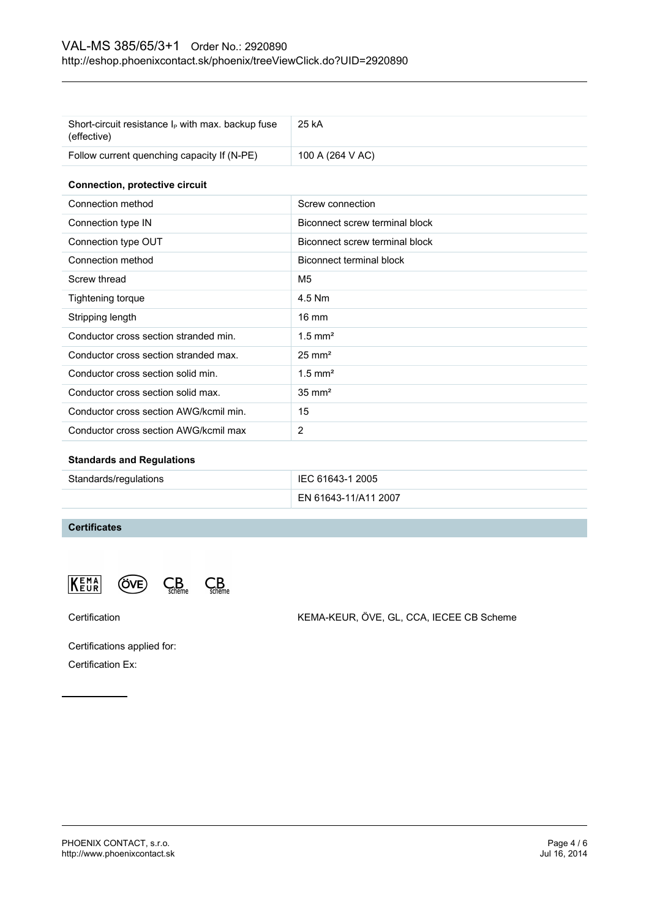| | |
|---|---|
| Short-circuit resistance $I_P$ with max. backup fuse (effective) | 25 kA |
| Follow current quenching capacity If (N-PE) | 100 A (264 V AC) |

**Connection, protective circuit**

| | |
|---|---|
| Connection method | Screw connection |
| Connection type IN | Biconnect screw terminal block |
| Connection type OUT | Biconnect screw terminal block |
| Connection method | Biconnect terminal block |
| Screw thread | M5 |
| Tightening torque | 4.5 Nm |
| Stripping length | 16 mm |
| Conductor cross section stranded min. | 1.5 mm² |
| Conductor cross section stranded max. | 25 mm² |
| Conductor cross section solid min. | 1.5 mm² |
| Conductor cross section solid max. | 35 mm² |
| Conductor cross section AWG/kcmil min. | 15 |
| Conductor cross section AWG/kcmil max | 2 |

**Standards and Regulations**

| | |
|---|---|
| Standards/regulations | IEC 61643-1 2005 |
| | EN 61643-11/A11 2007 |

## Certificates

| | |
|---|---|
| Certification | KEMA-KEUR, ÖVE, GL, CCA, IECEE CB Scheme |

Certifications applied for:

Certification Ex: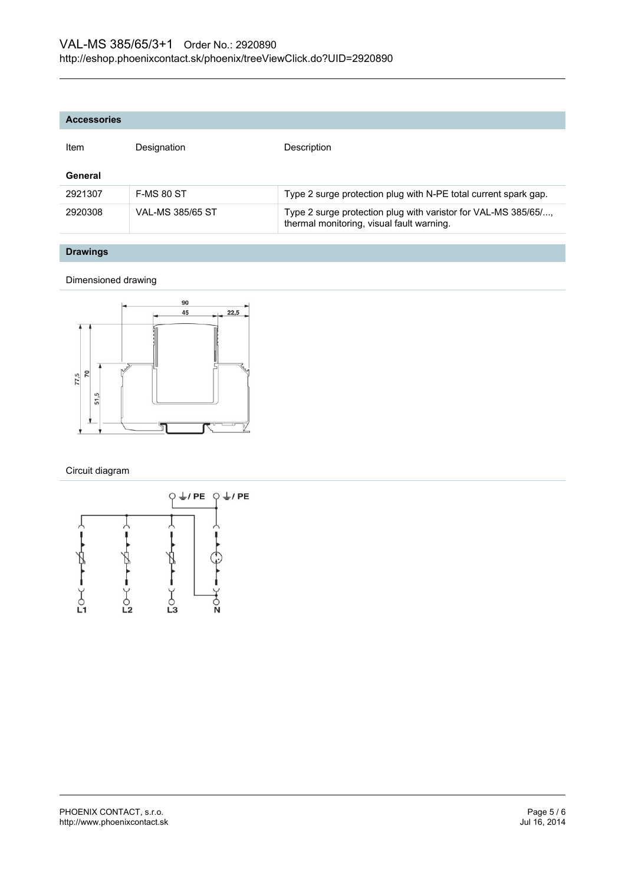## Accessories

| Item | Designation | Description |
|---|---|---|
| **General** | | |
| 2921307 | F-MS 80 ST | Type 2 surge protection plug with N-PE total current spark gap. |
| 2920308 | VAL-MS 385/65 ST | Type 2 surge protection plug with varistor for VAL-MS 385/65/..., thermal monitoring, visual fault warning. |

## Drawings

Dimensioned drawing

Circuit diagram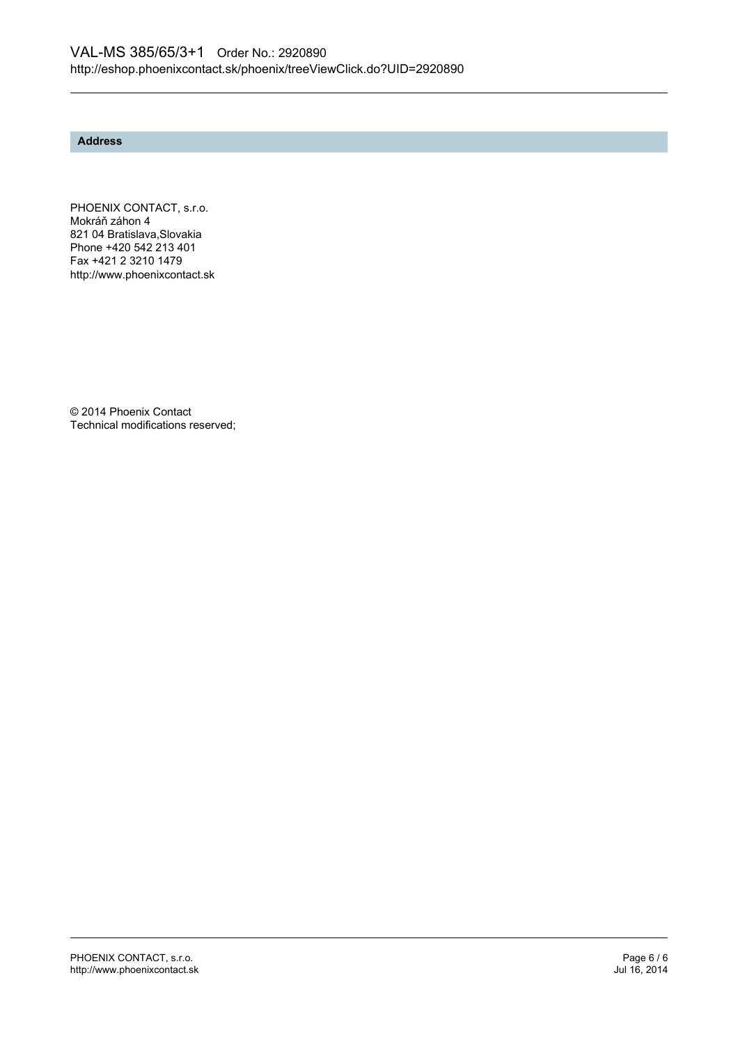## Address

PHOENIX CONTACT, s.r.o.
Mokráň záhon 4
821 04 Bratislava,Slovakia
Phone +420 542 213 401
Fax +421 2 3210 1479
http://www.phoenixcontact.sk

© 2014 Phoenix Contact
Technical modifications reserved;